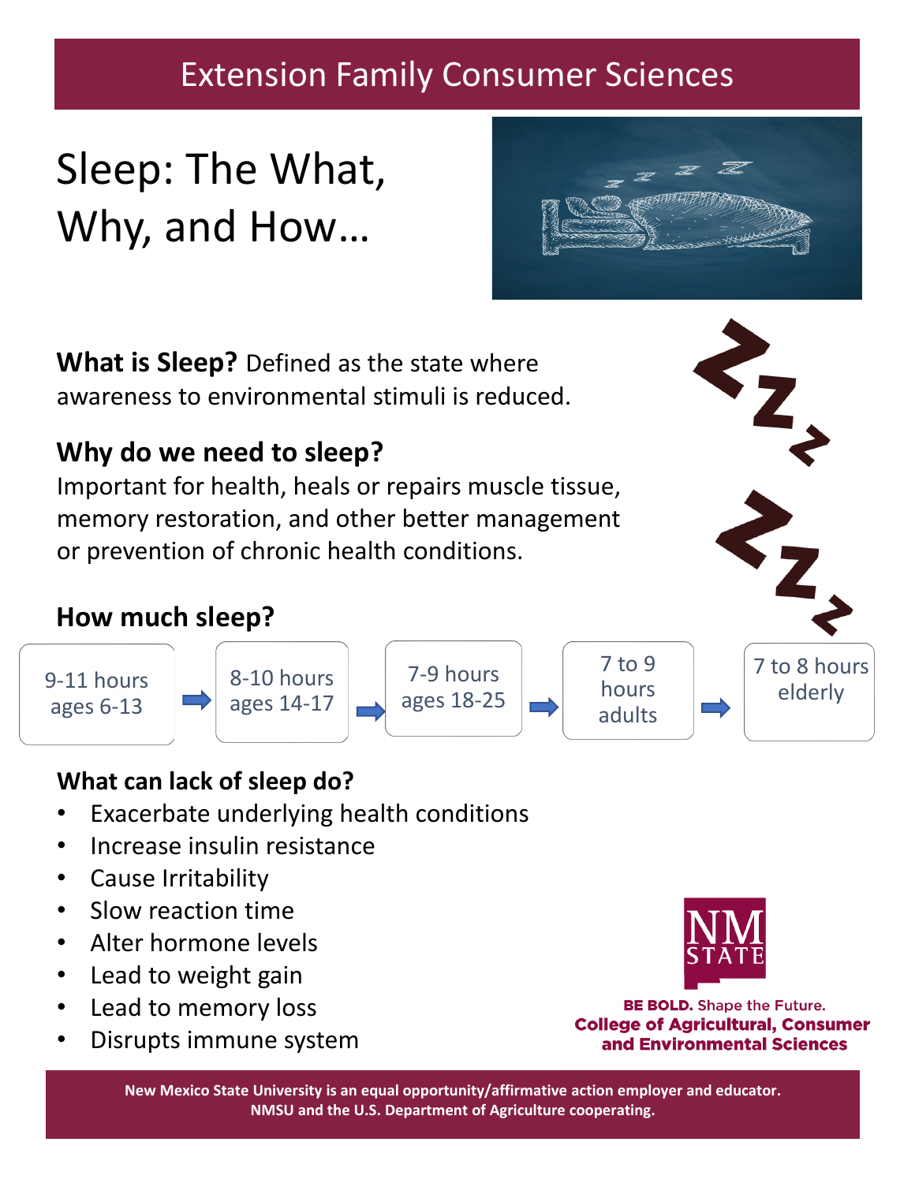Extension Family Consumer Sciences

# Sleep: The What, Why, and How…

**What is Sleep?** Defined as the state where awareness to environmental stimuli is reduced.

## Why do we need to sleep?

Important for health, heals or repairs muscle tissue, memory restoration, and other better management or prevention of chronic health conditions.

## How much sleep?

9-11 hours ages 6-13 → 8-10 hours ages 14-17 → 7-9 hours ages 18-25 → 7 to 9 hours adults → 7 to 8 hours elderly

## What can lack of sleep do?

- Exacerbate underlying health conditions
- Increase insulin resistance
- Cause Irritability
- Slow reaction time
- Alter hormone levels
- Lead to weight gain
- Lead to memory loss
- Disrupts immune system

NM STATE

**BE BOLD.** Shape the Future.
**College of Agricultural, Consumer and Environmental Sciences**

**New Mexico State University is an equal opportunity/affirmative action employer and educator. NMSU and the U.S. Department of Agriculture cooperating.**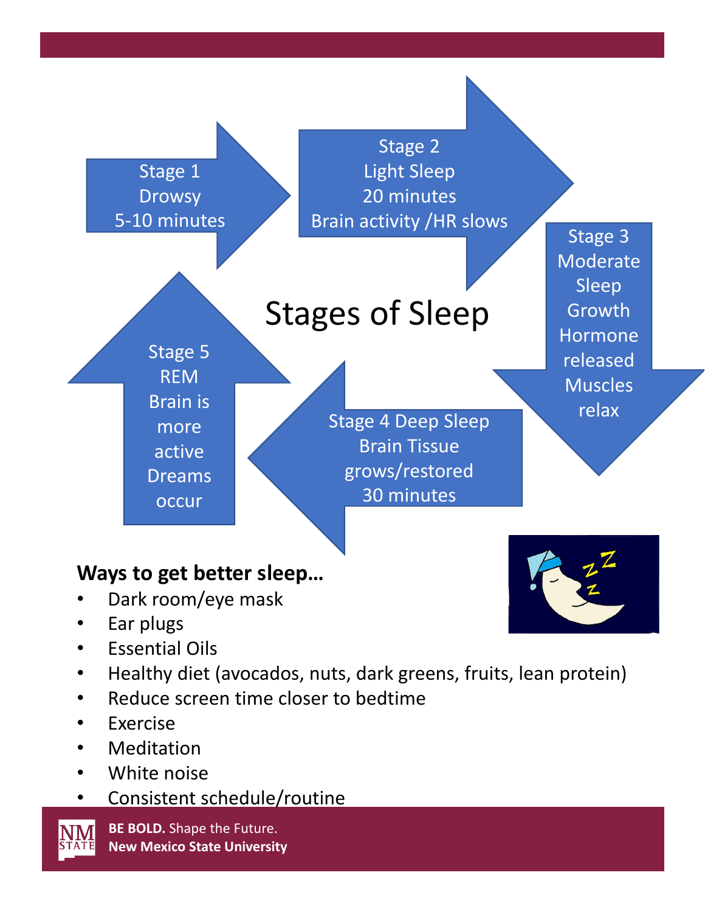# Stages of Sleep

Stage 1
Drowsy
5-10 minutes

Stage 2
Light Sleep
20 minutes
Brain activity /HR slows

Stage 3
Moderate Sleep
Growth Hormone released
Muscles relax

Stage 4 Deep Sleep
Brain Tissue grows/restored
30 minutes

Stage 5
REM
Brain is more active
Dreams occur

**Ways to get better sleep…**

- Dark room/eye mask
- Ear plugs
- Essential Oils
- Healthy diet (avocados, nuts, dark greens, fruits, lean protein)
- Reduce screen time closer to bedtime
- Exercise
- Meditation
- White noise
- Consistent schedule/routine

**BE BOLD.** Shape the Future.
**New Mexico State University**